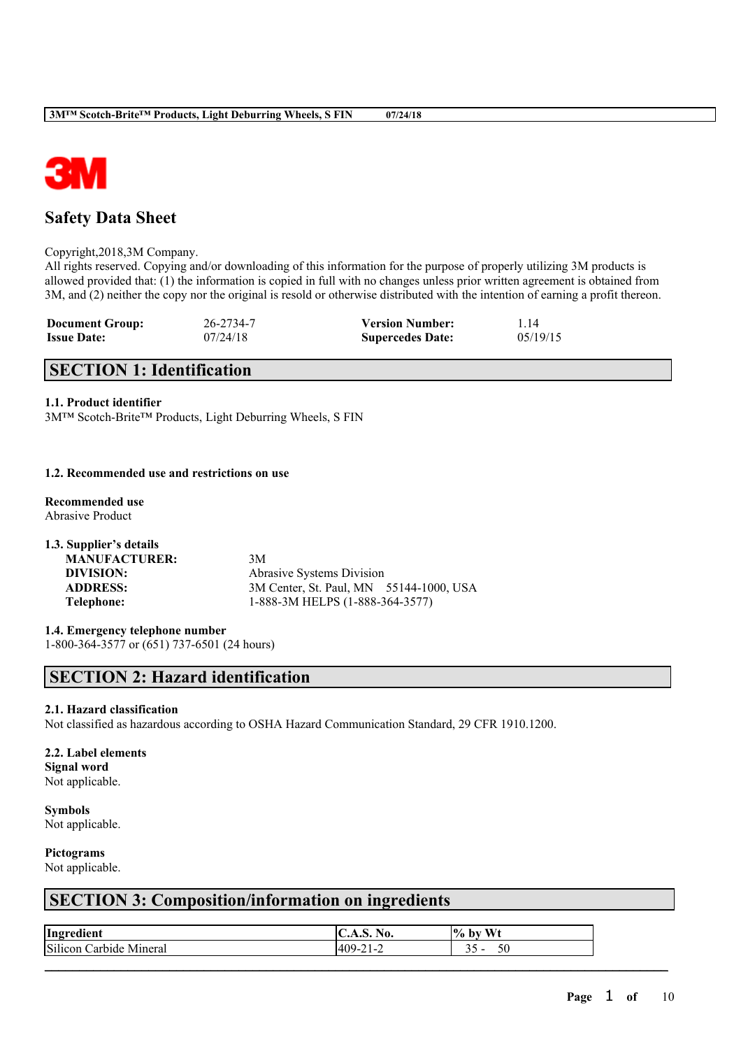# Safety Data Sheet

Copyright,2018,3M Company.
All rights reserved. Copying and/or downloading of this information for the purpose of properly utilizing 3M products is allowed provided that: (1) the information is copied in full with no changes unless prior written agreement is obtained from 3M, and (2) neither the copy nor the original is resold or otherwise distributed with the intention of earning a profit thereon.

| | | | |
|---|---|---|---|
| **Document Group:** | 26-2734-7 | **Version Number:** | 1.14 |
| **Issue Date:** | 07/24/18 | **Supercedes Date:** | 05/19/15 |

## SECTION 1: Identification

### 1.1. Product identifier

3M™ Scotch-Brite™ Products, Light Deburring Wheels, S FIN

### 1.2. Recommended use and restrictions on use

**Recommended use**
Abrasive Product

### 1.3. Supplier's details

| | |
|---|---|
| **MANUFACTURER:** | 3M |
| **DIVISION:** | Abrasive Systems Division |
| **ADDRESS:** | 3M Center, St. Paul, MN 55144-1000, USA |
| **Telephone:** | 1-888-3M HELPS (1-888-364-3577) |

### 1.4. Emergency telephone number

1-800-364-3577 or (651) 737-6501 (24 hours)

## SECTION 2: Hazard identification

### 2.1. Hazard classification

Not classified as hazardous according to OSHA Hazard Communication Standard, 29 CFR 1910.1200.

### 2.2. Label elements

**Signal word**
Not applicable.

**Symbols**
Not applicable.

**Pictograms**
Not applicable.

## SECTION 3: Composition/information on ingredients

| Ingredient | C.A.S. No. | % by Wt |
|---|---|---|
| Silicon Carbide Mineral | 409-21-2 | 35 - 50 |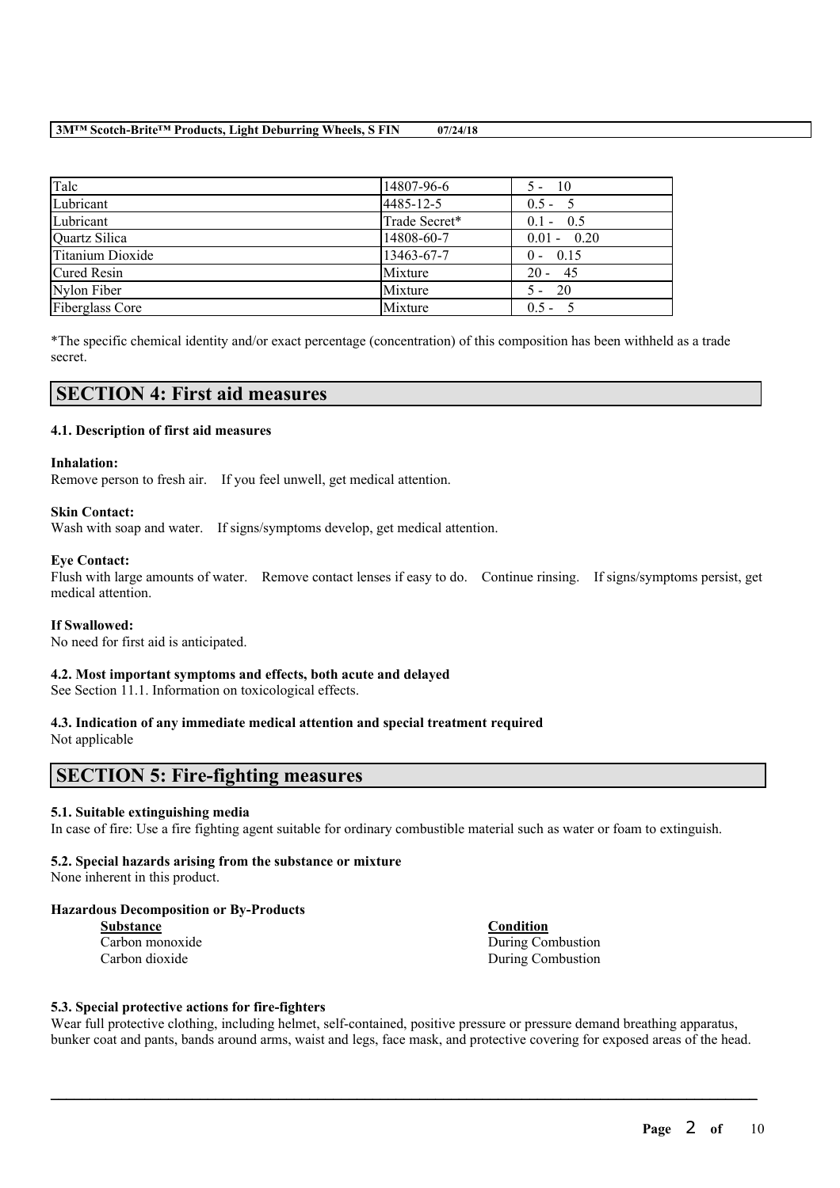| Talc | 14807-96-6 | 5 - 10 |
|---|---|---|
| Lubricant | 4485-12-5 | 0.5 - 5 |
| Lubricant | Trade Secret* | 0.1 - 0.5 |
| Quartz Silica | 14808-60-7 | 0.01 - 0.20 |
| Titanium Dioxide | 13463-67-7 | 0 - 0.15 |
| Cured Resin | Mixture | 20 - 45 |
| Nylon Fiber | Mixture | 5 - 20 |
| Fiberglass Core | Mixture | 0.5 - 5 |

*The specific chemical identity and/or exact percentage (concentration) of this composition has been withheld as a trade secret.

## SECTION 4: First aid measures

### 4.1. Description of first aid measures

**Inhalation:**
Remove person to fresh air. If you feel unwell, get medical attention.

**Skin Contact:**
Wash with soap and water. If signs/symptoms develop, get medical attention.

**Eye Contact:**
Flush with large amounts of water. Remove contact lenses if easy to do. Continue rinsing. If signs/symptoms persist, get medical attention.

**If Swallowed:**
No need for first aid is anticipated.

### 4.2. Most important symptoms and effects, both acute and delayed

See Section 11.1. Information on toxicological effects.

### 4.3. Indication of any immediate medical attention and special treatment required

Not applicable

## SECTION 5: Fire-fighting measures

### 5.1. Suitable extinguishing media

In case of fire: Use a fire fighting agent suitable for ordinary combustible material such as water or foam to extinguish.

### 5.2. Special hazards arising from the substance or mixture

None inherent in this product.

**Hazardous Decomposition or By-Products**

| Substance | Condition |
|---|---|
| Carbon monoxide | During Combustion |
| Carbon dioxide | During Combustion |

### 5.3. Special protective actions for fire-fighters

Wear full protective clothing, including helmet, self-contained, positive pressure or pressure demand breathing apparatus, bunker coat and pants, bands around arms, waist and legs, face mask, and protective covering for exposed areas of the head.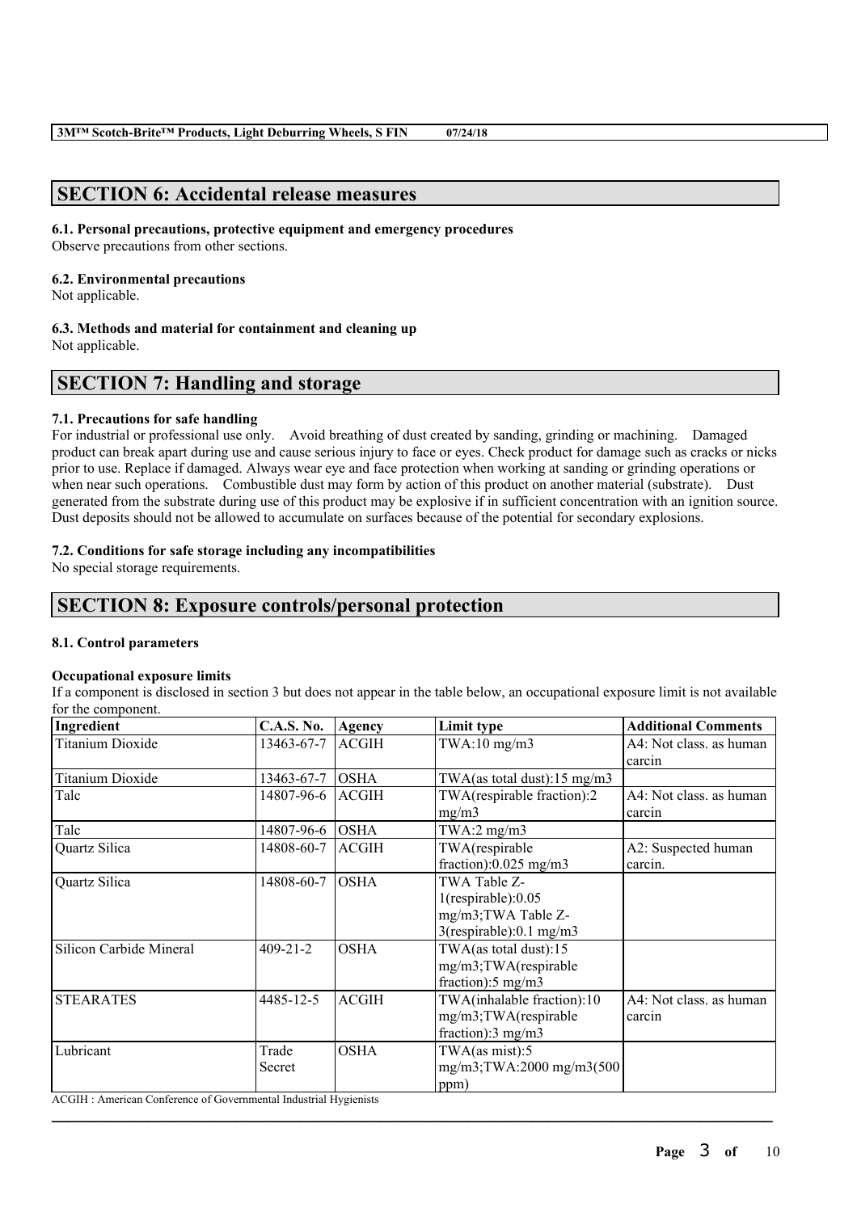## SECTION 6: Accidental release measures

**6.1. Personal precautions, protective equipment and emergency procedures**
Observe precautions from other sections.

**6.2. Environmental precautions**
Not applicable.

**6.3. Methods and material for containment and cleaning up**
Not applicable.

## SECTION 7: Handling and storage

**7.1. Precautions for safe handling**
For industrial or professional use only. Avoid breathing of dust created by sanding, grinding or machining. Damaged product can break apart during use and cause serious injury to face or eyes. Check product for damage such as cracks or nicks prior to use. Replace if damaged. Always wear eye and face protection when working at sanding or grinding operations or when near such operations. Combustible dust may form by action of this product on another material (substrate). Dust generated from the substrate during use of this product may be explosive if in sufficient concentration with an ignition source. Dust deposits should not be allowed to accumulate on surfaces because of the potential for secondary explosions.

**7.2. Conditions for safe storage including any incompatibilities**
No special storage requirements.

## SECTION 8: Exposure controls/personal protection

**8.1. Control parameters**

**Occupational exposure limits**
If a component is disclosed in section 3 but does not appear in the table below, an occupational exposure limit is not available for the component.

| Ingredient | C.A.S. No. | Agency | Limit type | Additional Comments |
|---|---|---|---|---|
| Titanium Dioxide | 13463-67-7 | ACGIH | TWA:10 mg/m3 | A4: Not class. as human carcin |
| Titanium Dioxide | 13463-67-7 | OSHA | TWA(as total dust):15 mg/m3 | |
| Talc | 14807-96-6 | ACGIH | TWA(respirable fraction):2 mg/m3 | A4: Not class. as human carcin |
| Talc | 14807-96-6 | OSHA | TWA:2 mg/m3 | |
| Quartz Silica | 14808-60-7 | ACGIH | TWA(respirable fraction):0.025 mg/m3 | A2: Suspected human carcin. |
| Quartz Silica | 14808-60-7 | OSHA | TWA Table Z-1(respirable):0.05 mg/m3;TWA Table Z-3(respirable):0.1 mg/m3 | |
| Silicon Carbide Mineral | 409-21-2 | OSHA | TWA(as total dust):15 mg/m3;TWA(respirable fraction):5 mg/m3 | |
| STEARATES | 4485-12-5 | ACGIH | TWA(inhalable fraction):10 mg/m3;TWA(respirable fraction):3 mg/m3 | A4: Not class. as human carcin |
| Lubricant | Trade Secret | OSHA | TWA(as mist):5 mg/m3;TWA:2000 mg/m3(500 ppm) | |

ACGIH : American Conference of Governmental Industrial Hygienists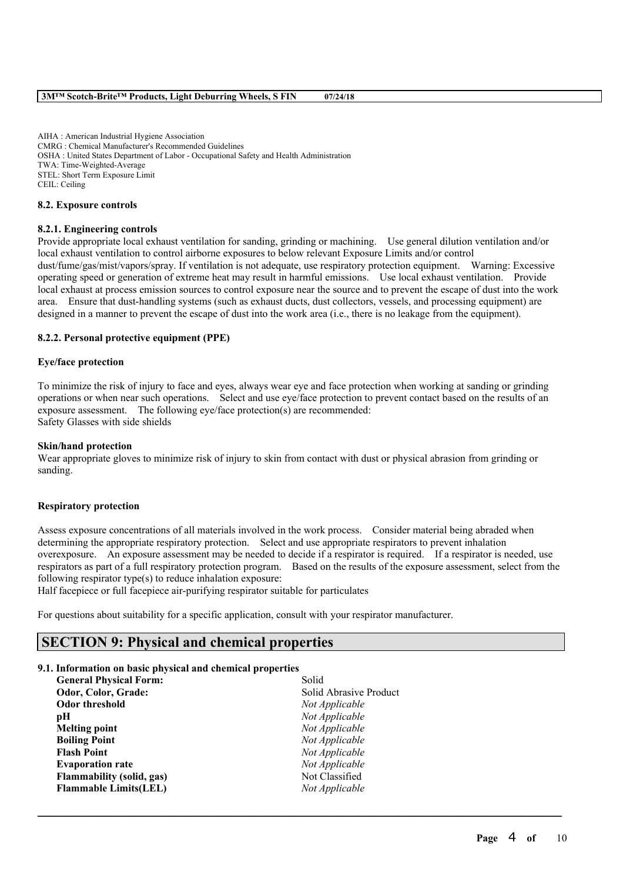AIHA : American Industrial Hygiene Association
CMRG : Chemical Manufacturer's Recommended Guidelines
OSHA : United States Department of Labor - Occupational Safety and Health Administration
TWA: Time-Weighted-Average
STEL: Short Term Exposure Limit
CEIL: Ceiling

### 8.2. Exposure controls

#### 8.2.1. Engineering controls

Provide appropriate local exhaust ventilation for sanding, grinding or machining. Use general dilution ventilation and/or local exhaust ventilation to control airborne exposures to below relevant Exposure Limits and/or control dust/fume/gas/mist/vapors/spray. If ventilation is not adequate, use respiratory protection equipment. Warning: Excessive operating speed or generation of extreme heat may result in harmful emissions. Use local exhaust ventilation. Provide local exhaust at process emission sources to control exposure near the source and to prevent the escape of dust into the work area. Ensure that dust-handling systems (such as exhaust ducts, dust collectors, vessels, and processing equipment) are designed in a manner to prevent the escape of dust into the work area (i.e., there is no leakage from the equipment).

#### 8.2.2. Personal protective equipment (PPE)

**Eye/face protection**

To minimize the risk of injury to face and eyes, always wear eye and face protection when working at sanding or grinding operations or when near such operations. Select and use eye/face protection to prevent contact based on the results of an exposure assessment. The following eye/face protection(s) are recommended:
Safety Glasses with side shields

**Skin/hand protection**

Wear appropriate gloves to minimize risk of injury to skin from contact with dust or physical abrasion from grinding or sanding.

**Respiratory protection**

Assess exposure concentrations of all materials involved in the work process. Consider material being abraded when determining the appropriate respiratory protection. Select and use appropriate respirators to prevent inhalation overexposure. An exposure assessment may be needed to decide if a respirator is required. If a respirator is needed, use respirators as part of a full respiratory protection program. Based on the results of the exposure assessment, select from the following respirator type(s) to reduce inhalation exposure:
Half facepiece or full facepiece air-purifying respirator suitable for particulates

For questions about suitability for a specific application, consult with your respirator manufacturer.

## SECTION 9: Physical and chemical properties

### 9.1. Information on basic physical and chemical properties

| Property | Value |
|---|---|
| **General Physical Form:** | Solid |
| **Odor, Color, Grade:** | Solid Abrasive Product |
| **Odor threshold** | *Not Applicable* |
| **pH** | *Not Applicable* |
| **Melting point** | *Not Applicable* |
| **Boiling Point** | *Not Applicable* |
| **Flash Point** | *Not Applicable* |
| **Evaporation rate** | *Not Applicable* |
| **Flammability (solid, gas)** | Not Classified |
| **Flammable Limits(LEL)** | *Not Applicable* |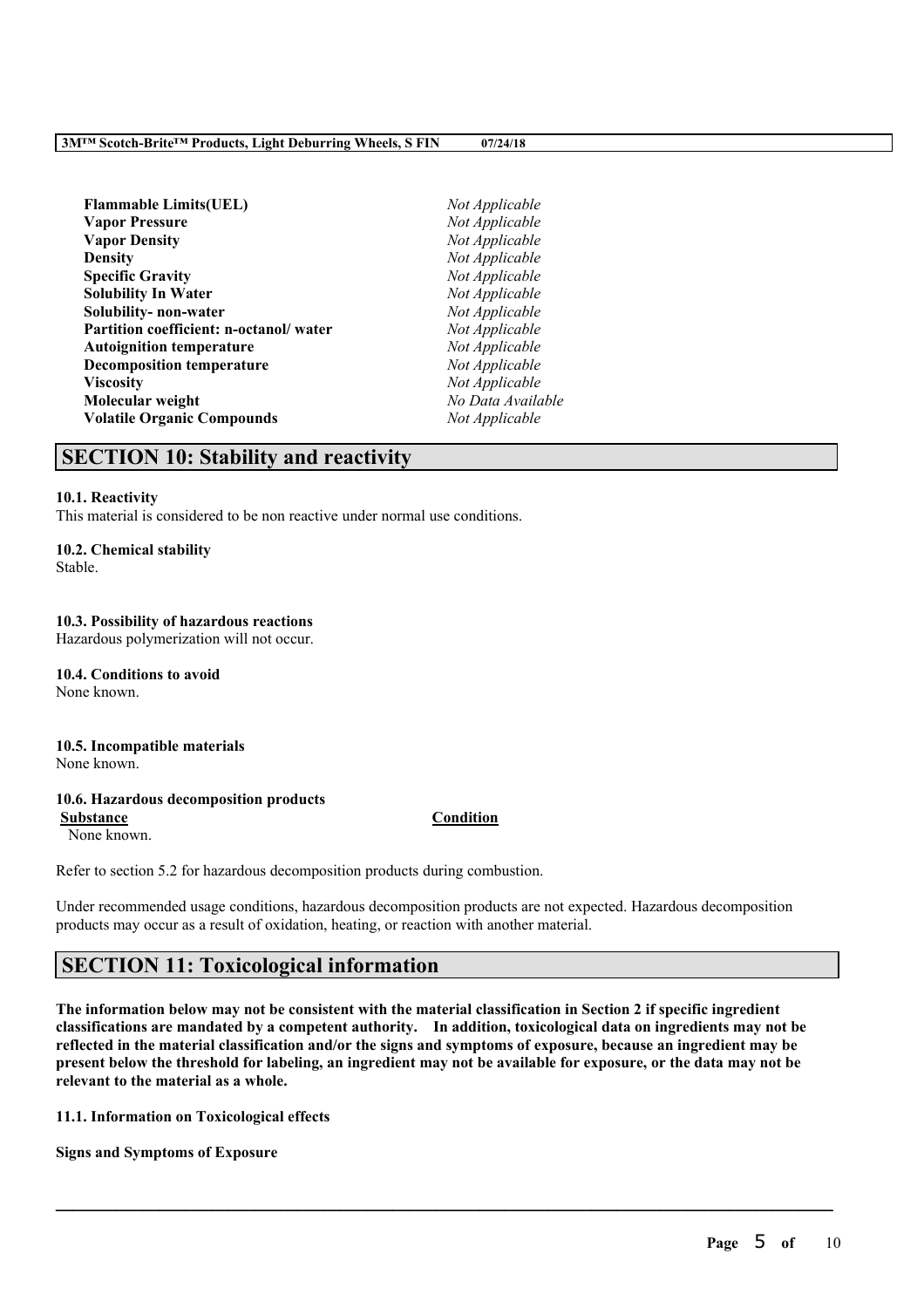| | |
|---|---|
| **Flammable Limits(UEL)** | *Not Applicable* |
| **Vapor Pressure** | *Not Applicable* |
| **Vapor Density** | *Not Applicable* |
| **Density** | *Not Applicable* |
| **Specific Gravity** | *Not Applicable* |
| **Solubility In Water** | *Not Applicable* |
| **Solubility- non-water** | *Not Applicable* |
| **Partition coefficient: n-octanol/ water** | *Not Applicable* |
| **Autoignition temperature** | *Not Applicable* |
| **Decomposition temperature** | *Not Applicable* |
| **Viscosity** | *Not Applicable* |
| **Molecular weight** | *No Data Available* |
| **Volatile Organic Compounds** | *Not Applicable* |

## SECTION 10: Stability and reactivity

**10.1. Reactivity**

This material is considered to be non reactive under normal use conditions.

**10.2. Chemical stability**

Stable.

**10.3. Possibility of hazardous reactions**

Hazardous polymerization will not occur.

**10.4. Conditions to avoid**

None known.

**10.5. Incompatible materials**

None known.

**10.6. Hazardous decomposition products**

| Substance | Condition |
|---|---|
| None known. | |

Refer to section 5.2 for hazardous decomposition products during combustion.

Under recommended usage conditions, hazardous decomposition products are not expected. Hazardous decomposition products may occur as a result of oxidation, heating, or reaction with another material.

## SECTION 11: Toxicological information

**The information below may not be consistent with the material classification in Section 2 if specific ingredient classifications are mandated by a competent authority. In addition, toxicological data on ingredients may not be reflected in the material classification and/or the signs and symptoms of exposure, because an ingredient may be present below the threshold for labeling, an ingredient may not be available for exposure, or the data may not be relevant to the material as a whole.**

**11.1. Information on Toxicological effects**

**Signs and Symptoms of Exposure**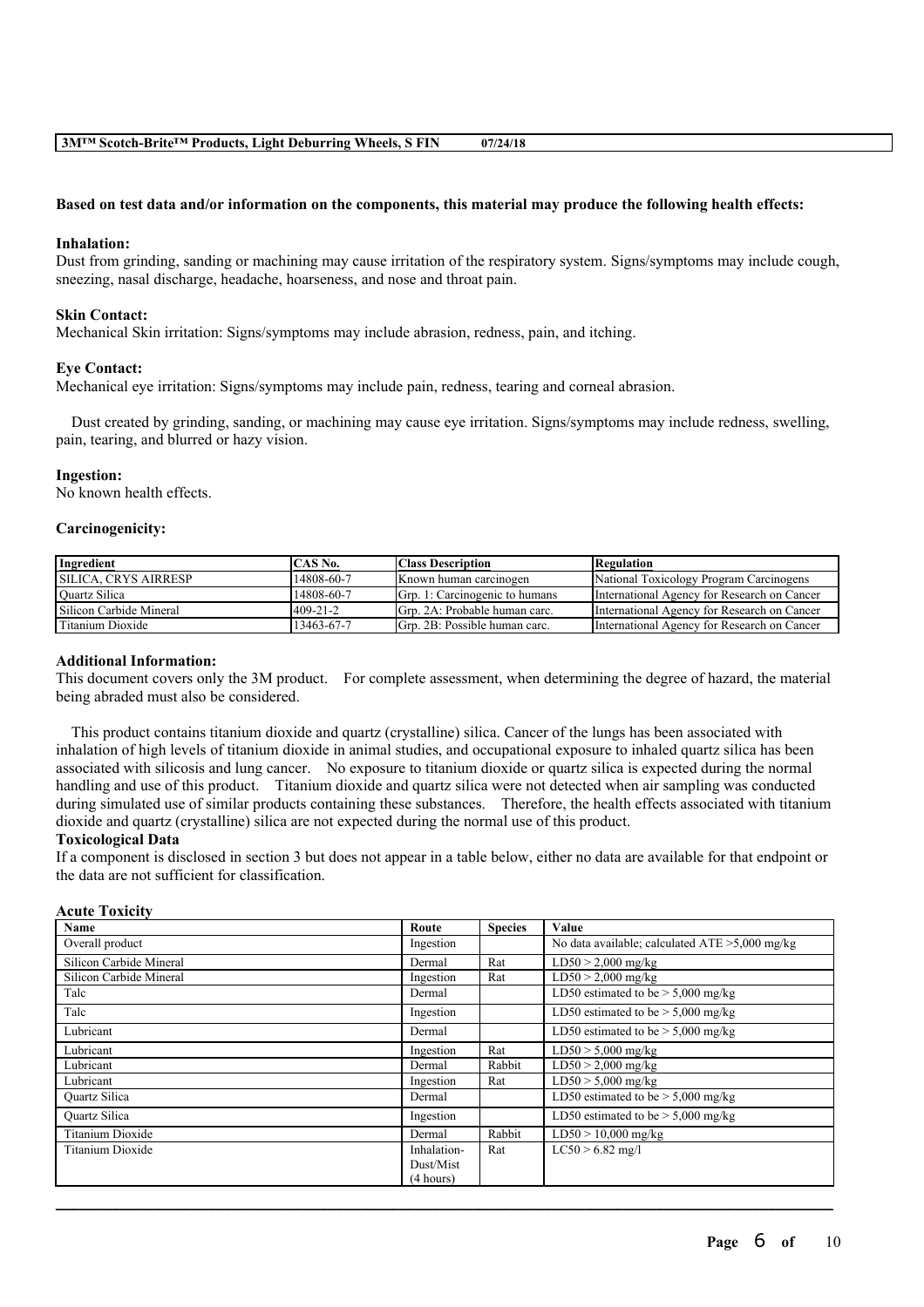**Based on test data and/or information on the components, this material may produce the following health effects:**

**Inhalation:**
Dust from grinding, sanding or machining may cause irritation of the respiratory system. Signs/symptoms may include cough, sneezing, nasal discharge, headache, hoarseness, and nose and throat pain.

**Skin Contact:**
Mechanical Skin irritation: Signs/symptoms may include abrasion, redness, pain, and itching.

**Eye Contact:**
Mechanical eye irritation: Signs/symptoms may include pain, redness, tearing and corneal abrasion.

Dust created by grinding, sanding, or machining may cause eye irritation. Signs/symptoms may include redness, swelling, pain, tearing, and blurred or hazy vision.

**Ingestion:**
No known health effects.

**Carcinogenicity:**

| Ingredient | CAS No. | Class Description | Regulation |
|---|---|---|---|
| SILICA, CRYS AIRRESP | 14808-60-7 | Known human carcinogen | National Toxicology Program Carcinogens |
| Quartz Silica | 14808-60-7 | Grp. 1: Carcinogenic to humans | International Agency for Research on Cancer |
| Silicon Carbide Mineral | 409-21-2 | Grp. 2A: Probable human carc. | International Agency for Research on Cancer |
| Titanium Dioxide | 13463-67-7 | Grp. 2B: Possible human carc. | International Agency for Research on Cancer |

**Additional Information:**
This document covers only the 3M product. For complete assessment, when determining the degree of hazard, the material being abraded must also be considered.

This product contains titanium dioxide and quartz (crystalline) silica. Cancer of the lungs has been associated with inhalation of high levels of titanium dioxide in animal studies, and occupational exposure to inhaled quartz silica has been associated with silicosis and lung cancer. No exposure to titanium dioxide or quartz silica is expected during the normal handling and use of this product. Titanium dioxide and quartz silica were not detected when air sampling was conducted during simulated use of similar products containing these substances. Therefore, the health effects associated with titanium dioxide and quartz (crystalline) silica are not expected during the normal use of this product.

**Toxicological Data**
If a component is disclosed in section 3 but does not appear in a table below, either no data are available for that endpoint or the data are not sufficient for classification.

**Acute Toxicity**

| Name | Route | Species | Value |
|---|---|---|---|
| Overall product | Ingestion | | No data available; calculated ATE >5,000 mg/kg |
| Silicon Carbide Mineral | Dermal | Rat | LD50 > 2,000 mg/kg |
| Silicon Carbide Mineral | Ingestion | Rat | LD50 > 2,000 mg/kg |
| Talc | Dermal | | LD50 estimated to be > 5,000 mg/kg |
| Talc | Ingestion | | LD50 estimated to be > 5,000 mg/kg |
| Lubricant | Dermal | | LD50 estimated to be > 5,000 mg/kg |
| Lubricant | Ingestion | Rat | LD50 > 5,000 mg/kg |
| Lubricant | Dermal | Rabbit | LD50 > 2,000 mg/kg |
| Lubricant | Ingestion | Rat | LD50 > 5,000 mg/kg |
| Quartz Silica | Dermal | | LD50 estimated to be > 5,000 mg/kg |
| Quartz Silica | Ingestion | | LD50 estimated to be > 5,000 mg/kg |
| Titanium Dioxide | Dermal | Rabbit | LD50 > 10,000 mg/kg |
| Titanium Dioxide | Inhalation-Dust/Mist (4 hours) | Rat | LC50 > 6.82 mg/l |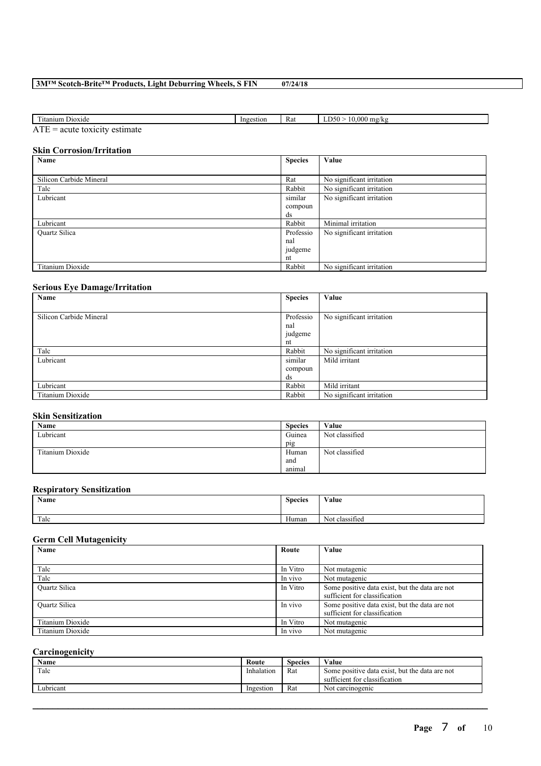| Titanium Dioxide | Ingestion | Rat | LD50 > 10,000 mg/kg |
|---|---|---|---|

ATE = acute toxicity estimate

### Skin Corrosion/Irritation

| Name | Species | Value |
|---|---|---|
| Silicon Carbide Mineral | Rat | No significant irritation |
| Talc | Rabbit | No significant irritation |
| Lubricant | similar compounds | No significant irritation |
| Lubricant | Rabbit | Minimal irritation |
| Quartz Silica | Professional judgement | No significant irritation |
| Titanium Dioxide | Rabbit | No significant irritation |

### Serious Eye Damage/Irritation

| Name | Species | Value |
|---|---|---|
| Silicon Carbide Mineral | Professional judgement | No significant irritation |
| Talc | Rabbit | No significant irritation |
| Lubricant | similar compounds | Mild irritant |
| Lubricant | Rabbit | Mild irritant |
| Titanium Dioxide | Rabbit | No significant irritation |

### Skin Sensitization

| Name | Species | Value |
|---|---|---|
| Lubricant | Guinea pig | Not classified |
| Titanium Dioxide | Human and animal | Not classified |

### Respiratory Sensitization

| Name | Species | Value |
|---|---|---|
| Talc | Human | Not classified |

### Germ Cell Mutagenicity

| Name | Route | Value |
|---|---|---|
| Talc | In Vitro | Not mutagenic |
| Talc | In vivo | Not mutagenic |
| Quartz Silica | In Vitro | Some positive data exist, but the data are not sufficient for classification |
| Quartz Silica | In vivo | Some positive data exist, but the data are not sufficient for classification |
| Titanium Dioxide | In Vitro | Not mutagenic |
| Titanium Dioxide | In vivo | Not mutagenic |

### Carcinogenicity

| Name | Route | Species | Value |
|---|---|---|---|
| Talc | Inhalation | Rat | Some positive data exist, but the data are not sufficient for classification |
| Lubricant | Ingestion | Rat | Not carcinogenic |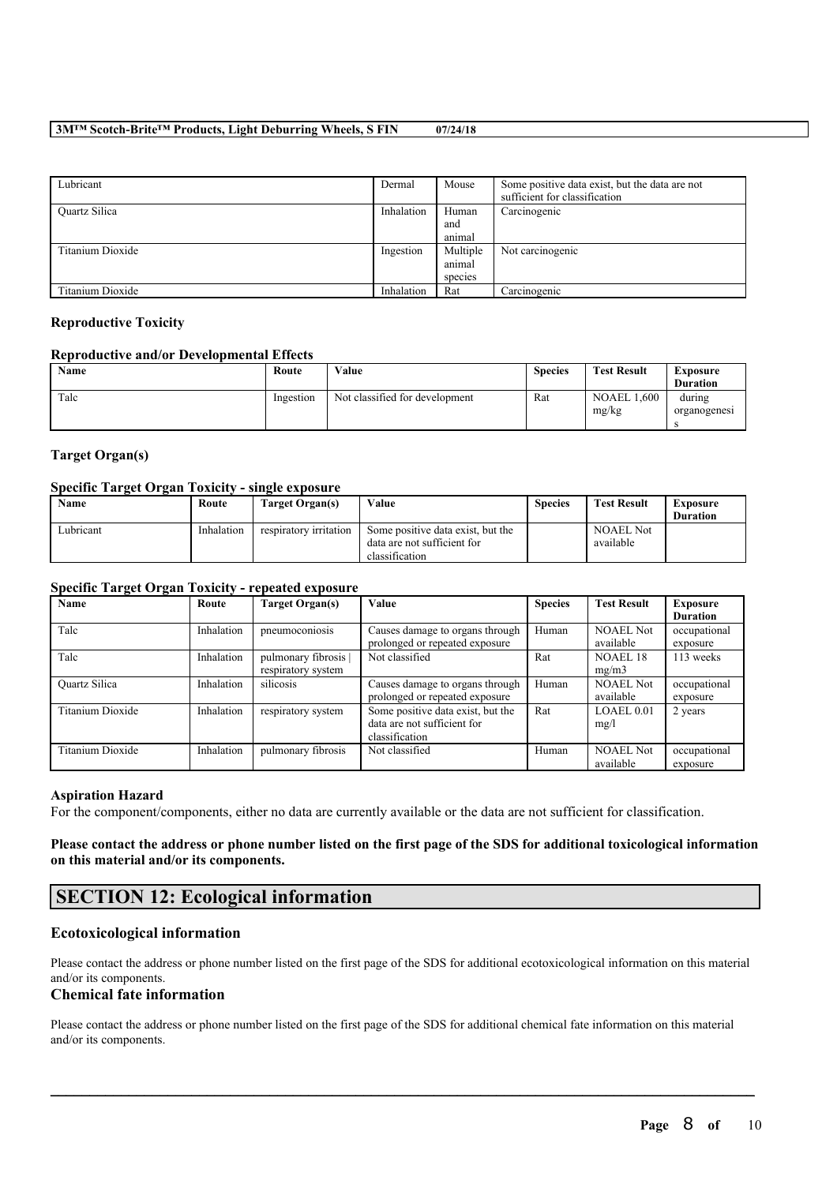| Lubricant | Dermal | Mouse | Some positive data exist, but the data are not sufficient for classification |
|---|---|---|---|
| Quartz Silica | Inhalation | Human and animal | Carcinogenic |
| Titanium Dioxide | Ingestion | Multiple animal species | Not carcinogenic |
| Titanium Dioxide | Inhalation | Rat | Carcinogenic |

### Reproductive Toxicity

#### Reproductive and/or Developmental Effects

| Name | Route | Value | Species | Test Result | Exposure Duration |
|---|---|---|---|---|---|
| Talc | Ingestion | Not classified for development | Rat | NOAEL 1,600 mg/kg | during organogenesis |

### Target Organ(s)

#### Specific Target Organ Toxicity - single exposure

| Name | Route | Target Organ(s) | Value | Species | Test Result | Exposure Duration |
|---|---|---|---|---|---|---|
| Lubricant | Inhalation | respiratory irritation | Some positive data exist, but the data are not sufficient for classification | | NOAEL Not available | |

#### Specific Target Organ Toxicity - repeated exposure

| Name | Route | Target Organ(s) | Value | Species | Test Result | Exposure Duration |
|---|---|---|---|---|---|---|
| Talc | Inhalation | pneumoconiosis | Causes damage to organs through prolonged or repeated exposure | Human | NOAEL Not available | occupational exposure |
| Talc | Inhalation | pulmonary fibrosis \| respiratory system | Not classified | Rat | NOAEL 18 mg/m3 | 113 weeks |
| Quartz Silica | Inhalation | silicosis | Causes damage to organs through prolonged or repeated exposure | Human | NOAEL Not available | occupational exposure |
| Titanium Dioxide | Inhalation | respiratory system | Some positive data exist, but the data are not sufficient for classification | Rat | LOAEL 0.01 mg/l | 2 years |
| Titanium Dioxide | Inhalation | pulmonary fibrosis | Not classified | Human | NOAEL Not available | occupational exposure |

### Aspiration Hazard

For the component/components, either no data are currently available or the data are not sufficient for classification.

**Please contact the address or phone number listed on the first page of the SDS for additional toxicological information on this material and/or its components.**

## SECTION 12: Ecological information

### Ecotoxicological information

Please contact the address or phone number listed on the first page of the SDS for additional ecotoxicological information on this material and/or its components.

### Chemical fate information

Please contact the address or phone number listed on the first page of the SDS for additional chemical fate information on this material and/or its components.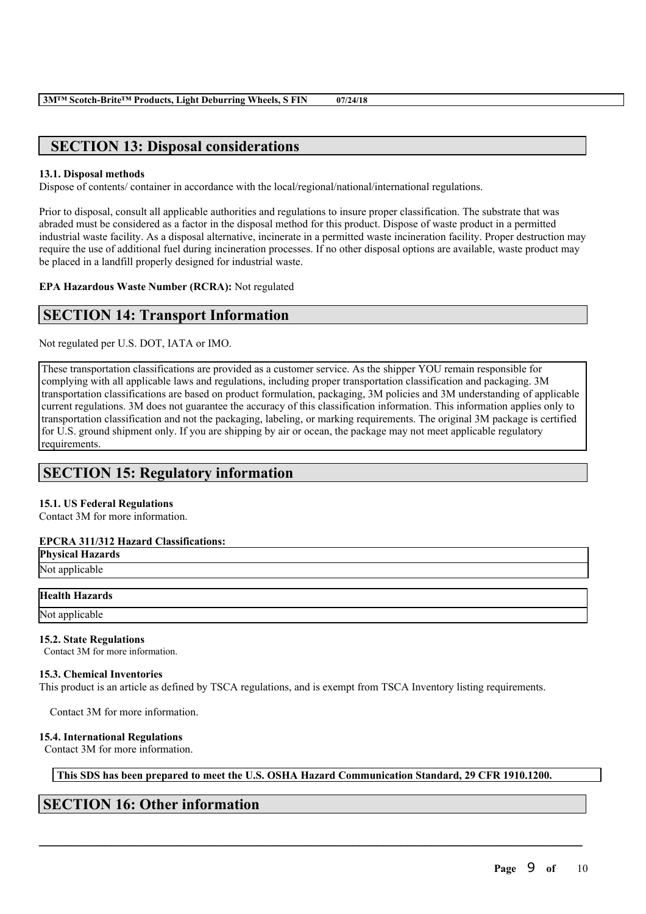## SECTION 13: Disposal considerations

**13.1. Disposal methods**

Dispose of contents/ container in accordance with the local/regional/national/international regulations.

Prior to disposal, consult all applicable authorities and regulations to insure proper classification. The substrate that was abraded must be considered as a factor in the disposal method for this product. Dispose of waste product in a permitted industrial waste facility. As a disposal alternative, incinerate in a permitted waste incineration facility. Proper destruction may require the use of additional fuel during incineration processes. If no other disposal options are available, waste product may be placed in a landfill properly designed for industrial waste.

**EPA Hazardous Waste Number (RCRA):** Not regulated

## SECTION 14: Transport Information

Not regulated per U.S. DOT, IATA or IMO.

These transportation classifications are provided as a customer service. As the shipper YOU remain responsible for complying with all applicable laws and regulations, including proper transportation classification and packaging. 3M transportation classifications are based on product formulation, packaging, 3M policies and 3M understanding of applicable current regulations. 3M does not guarantee the accuracy of this classification information. This information applies only to transportation classification and not the packaging, labeling, or marking requirements. The original 3M package is certified for U.S. ground shipment only. If you are shipping by air or ocean, the package may not meet applicable regulatory requirements.

## SECTION 15: Regulatory information

**15.1. US Federal Regulations**

Contact 3M for more information.

**EPCRA 311/312 Hazard Classifications:**

| Physical Hazards |
| --- |
| Not applicable |

| Health Hazards |
| --- |
| Not applicable |

**15.2. State Regulations**

Contact 3M for more information.

**15.3. Chemical Inventories**

This product is an article as defined by TSCA regulations, and is exempt from TSCA Inventory listing requirements.

Contact 3M for more information.

**15.4. International Regulations**

Contact 3M for more information.

**This SDS has been prepared to meet the U.S. OSHA Hazard Communication Standard, 29 CFR 1910.1200.**

## SECTION 16: Other information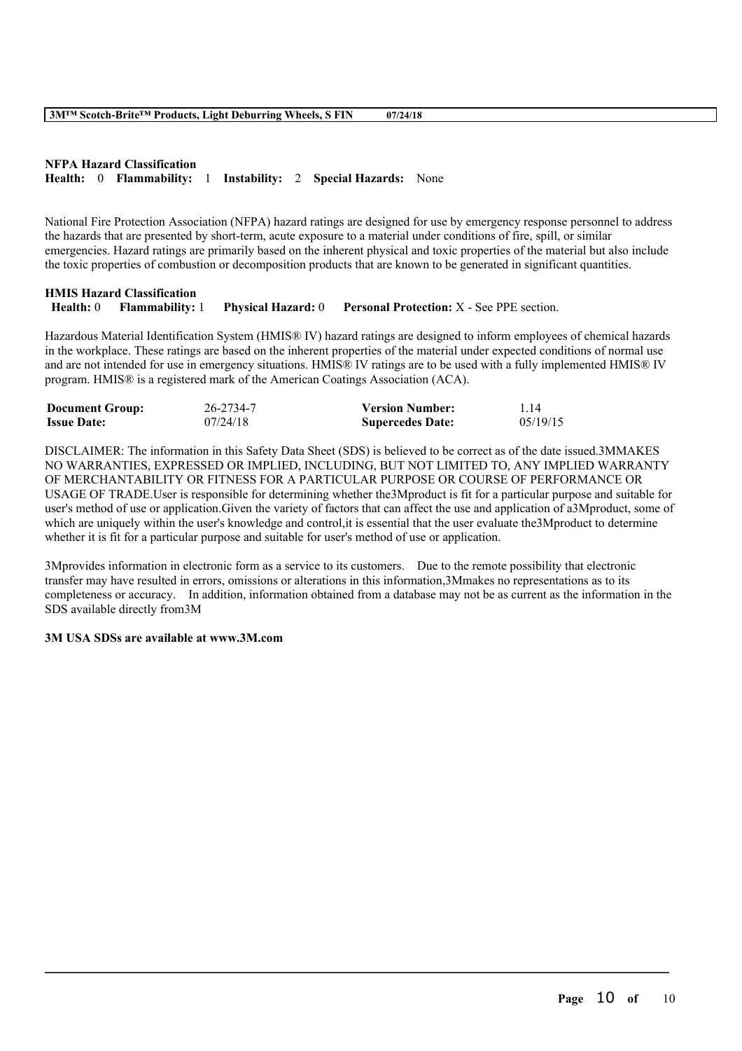**NFPA Hazard Classification**
**Health:** 0 **Flammability:** 1 **Instability:** 2 **Special Hazards:** None

National Fire Protection Association (NFPA) hazard ratings are designed for use by emergency response personnel to address the hazards that are presented by short-term, acute exposure to a material under conditions of fire, spill, or similar emergencies. Hazard ratings are primarily based on the inherent physical and toxic properties of the material but also include the toxic properties of combustion or decomposition products that are known to be generated in significant quantities.

**HMIS Hazard Classification**
**Health:** 0 **Flammability:** 1 **Physical Hazard:** 0 **Personal Protection:** X - See PPE section.

Hazardous Material Identification System (HMIS® IV) hazard ratings are designed to inform employees of chemical hazards in the workplace. These ratings are based on the inherent properties of the material under expected conditions of normal use and are not intended for use in emergency situations. HMIS® IV ratings are to be used with a fully implemented HMIS® IV program. HMIS® is a registered mark of the American Coatings Association (ACA).

| | | | |
|---|---|---|---|
| **Document Group:** | 26-2734-7 | **Version Number:** | 1.14 |
| **Issue Date:** | 07/24/18 | **Supercedes Date:** | 05/19/15 |

DISCLAIMER: The information in this Safety Data Sheet (SDS) is believed to be correct as of the date issued.3MMAKES NO WARRANTIES, EXPRESSED OR IMPLIED, INCLUDING, BUT NOT LIMITED TO, ANY IMPLIED WARRANTY OF MERCHANTABILITY OR FITNESS FOR A PARTICULAR PURPOSE OR COURSE OF PERFORMANCE OR USAGE OF TRADE.User is responsible for determining whether the3Mproduct is fit for a particular purpose and suitable for user's method of use or application.Given the variety of factors that can affect the use and application of a3Mproduct, some of which are uniquely within the user's knowledge and control,it is essential that the user evaluate the3Mproduct to determine whether it is fit for a particular purpose and suitable for user's method of use or application.

3Mprovides information in electronic form as a service to its customers. Due to the remote possibility that electronic transfer may have resulted in errors, omissions or alterations in this information,3Mmakes no representations as to its completeness or accuracy. In addition, information obtained from a database may not be as current as the information in the SDS available directly from3M

**3M USA SDSs are available at www.3M.com**